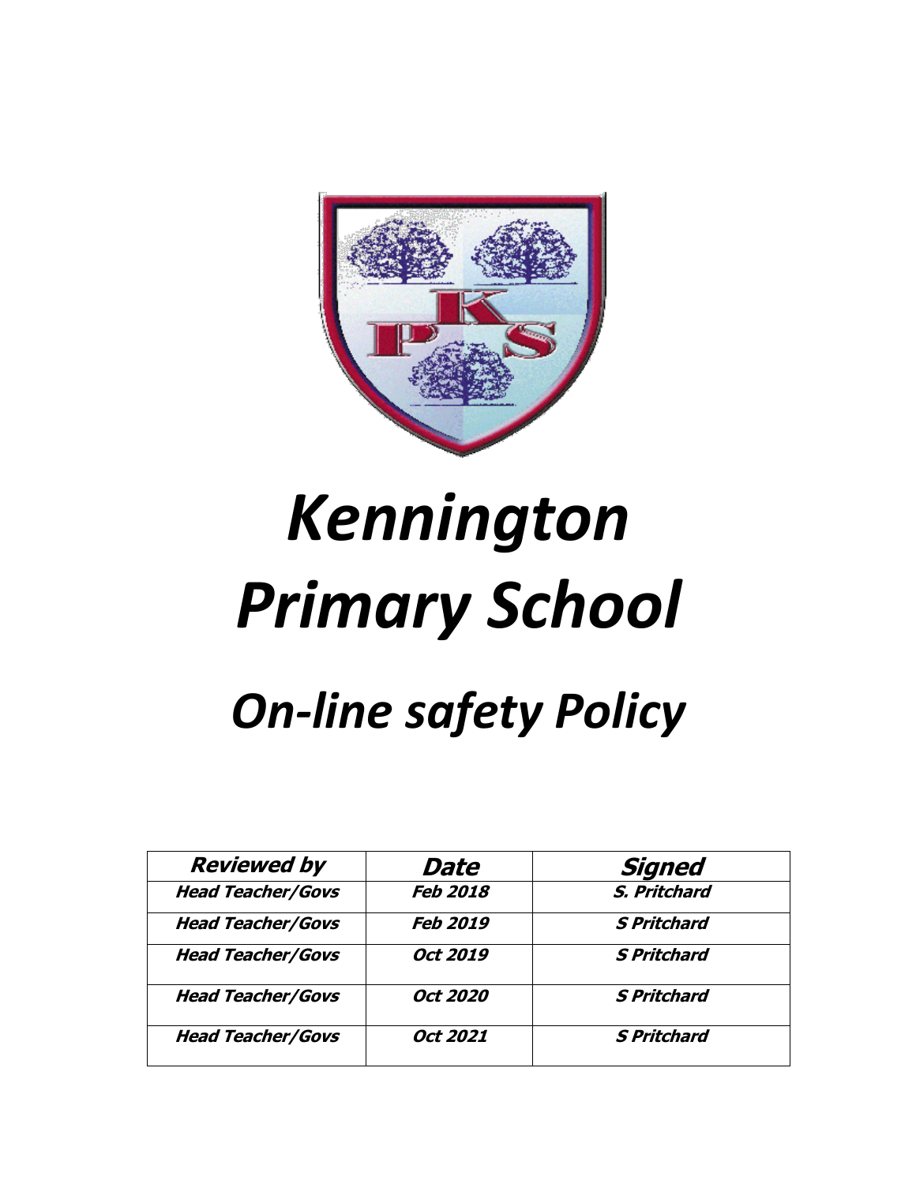# *Kennington Primary School*

## *On-line safety Policy*

| ***Reviewed by*** | ***Date*** | ***Signed*** |
|---|---|---|
| ***Head Teacher/Govs*** | ***Feb 2018*** | ***S. Pritchard*** |
| ***Head Teacher/Govs*** | ***Feb 2019*** | ***S Pritchard*** |
| ***Head Teacher/Govs*** | ***Oct 2019*** | ***S Pritchard*** |
| ***Head Teacher/Govs*** | ***Oct 2020*** | ***S Pritchard*** |
| ***Head Teacher/Govs*** | ***Oct 2021*** | ***S Pritchard*** |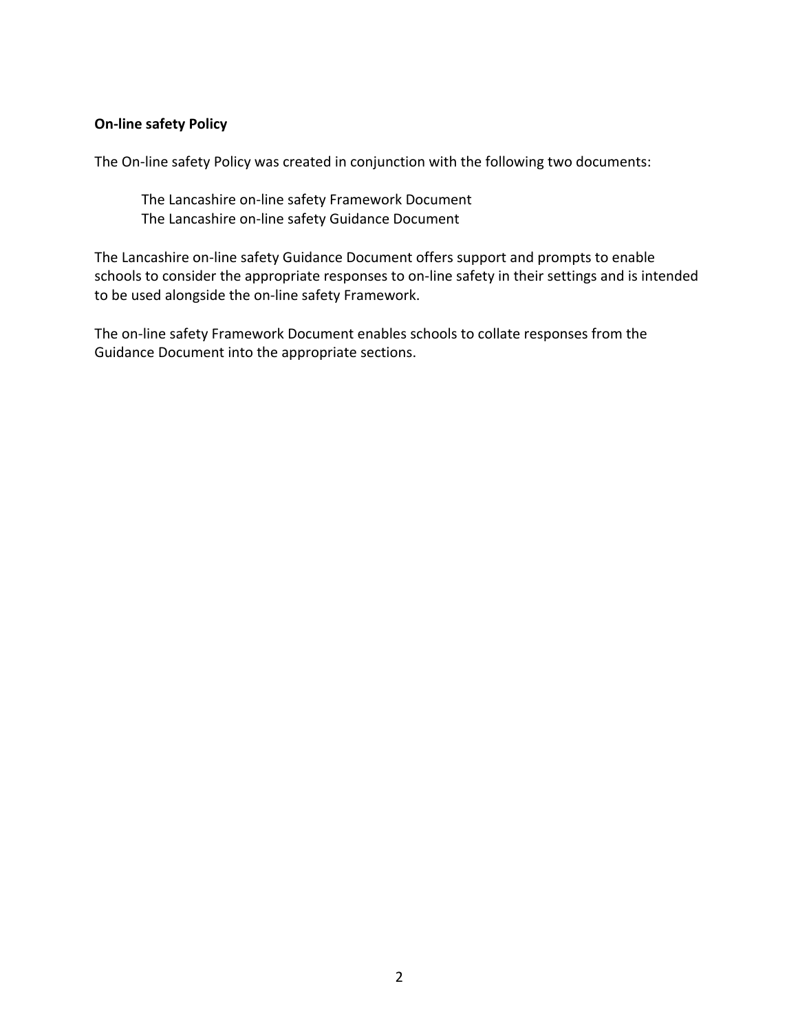**On-line safety Policy**

The On-line safety Policy was created in conjunction with the following two documents:

The Lancashire on-line safety Framework Document
The Lancashire on-line safety Guidance Document

The Lancashire on-line safety Guidance Document offers support and prompts to enable schools to consider the appropriate responses to on-line safety in their settings and is intended to be used alongside the on-line safety Framework.

The on-line safety Framework Document enables schools to collate responses from the Guidance Document into the appropriate sections.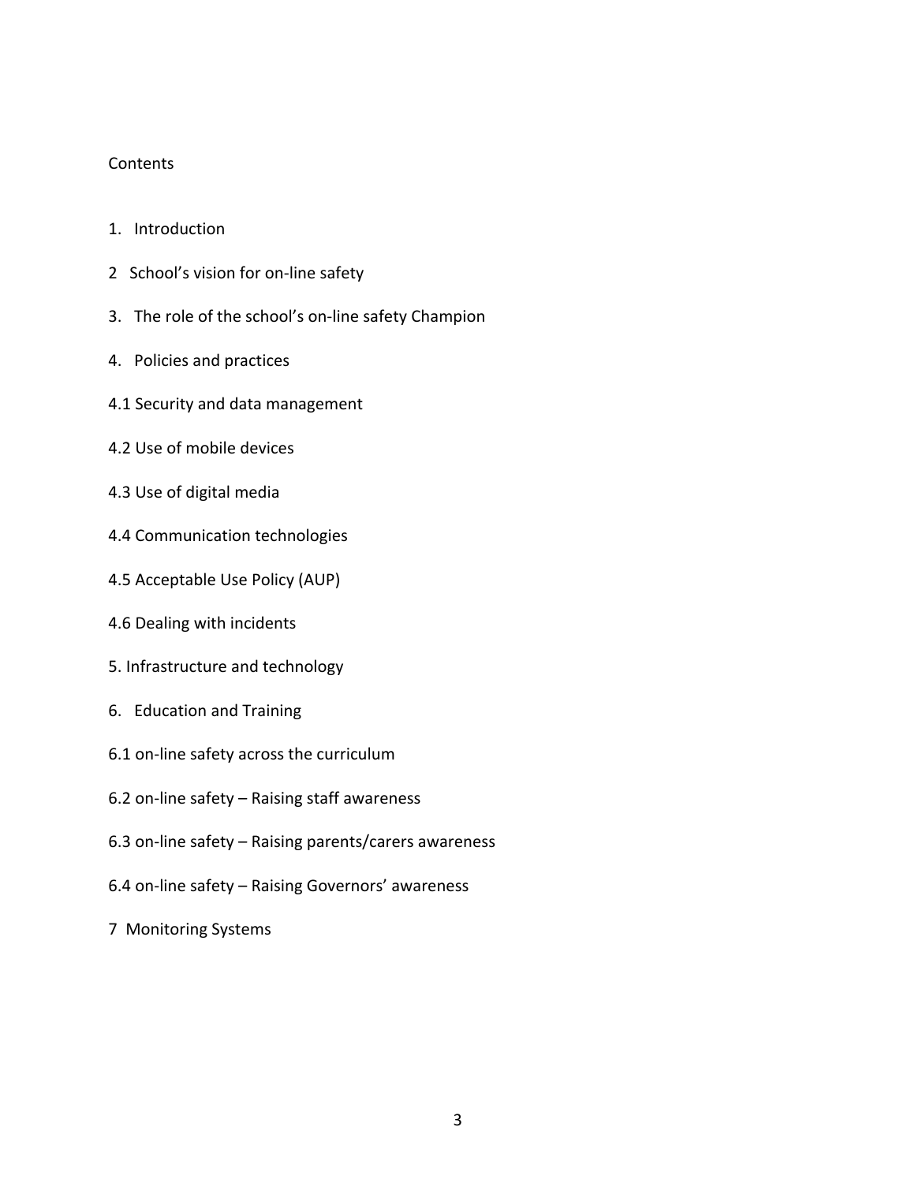Contents

1. Introduction

2 School’s vision for on-line safety

3. The role of the school’s on-line safety Champion

4. Policies and practices

4.1 Security and data management

4.2 Use of mobile devices

4.3 Use of digital media

4.4 Communication technologies

4.5 Acceptable Use Policy (AUP)

4.6 Dealing with incidents

5. Infrastructure and technology

6. Education and Training

6.1 on-line safety across the curriculum

6.2 on-line safety – Raising staff awareness

6.3 on-line safety – Raising parents/carers awareness

6.4 on-line safety – Raising Governors’ awareness

7 Monitoring Systems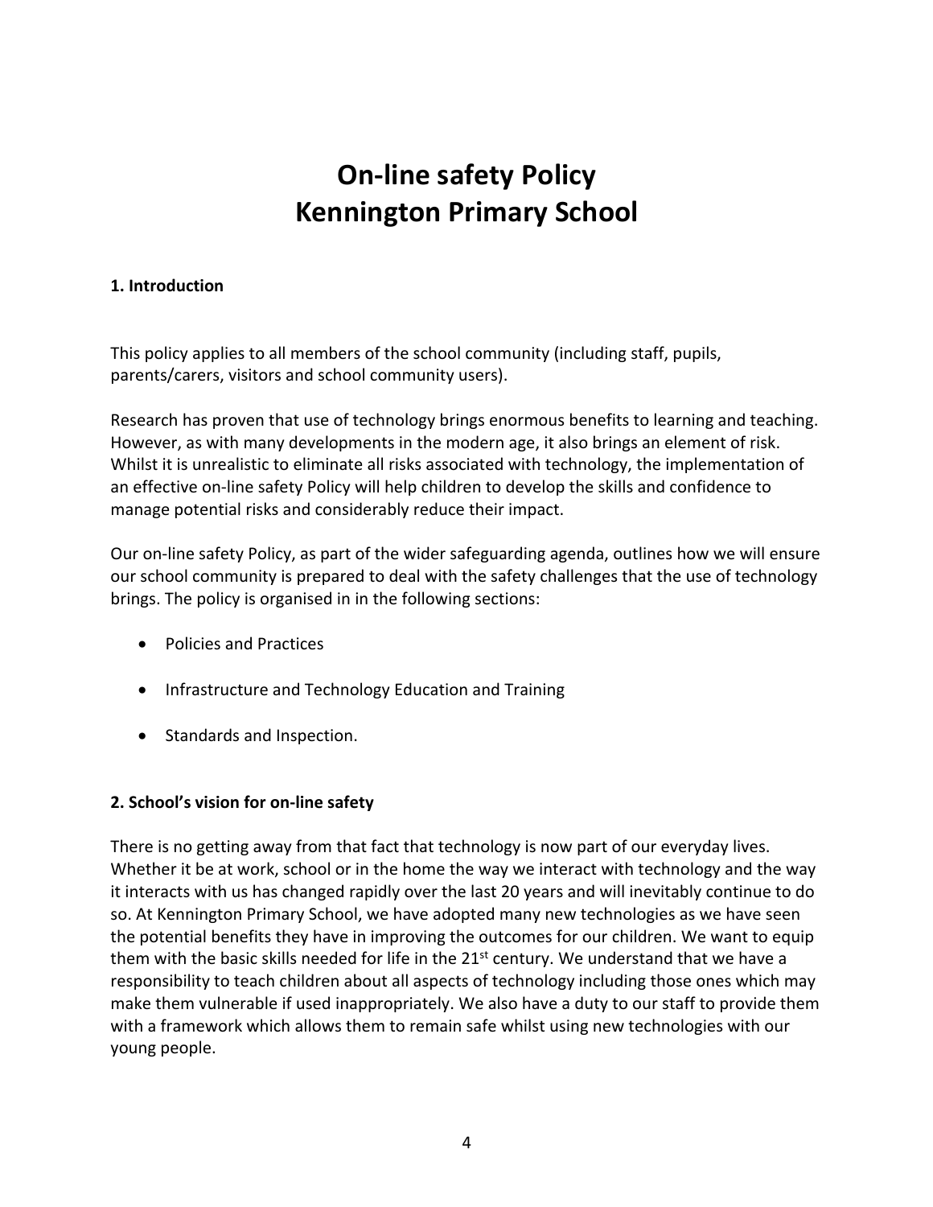# On-line safety Policy
# Kennington Primary School

### 1. Introduction

This policy applies to all members of the school community (including staff, pupils, parents/carers, visitors and school community users).

Research has proven that use of technology brings enormous benefits to learning and teaching. However, as with many developments in the modern age, it also brings an element of risk. Whilst it is unrealistic to eliminate all risks associated with technology, the implementation of an effective on-line safety Policy will help children to develop the skills and confidence to manage potential risks and considerably reduce their impact.

Our on-line safety Policy, as part of the wider safeguarding agenda, outlines how we will ensure our school community is prepared to deal with the safety challenges that the use of technology brings. The policy is organised in in the following sections:

- Policies and Practices
- Infrastructure and Technology Education and Training
- Standards and Inspection.

### 2. School's vision for on-line safety

There is no getting away from that fact that technology is now part of our everyday lives. Whether it be at work, school or in the home the way we interact with technology and the way it interacts with us has changed rapidly over the last 20 years and will inevitably continue to do so. At Kennington Primary School, we have adopted many new technologies as we have seen the potential benefits they have in improving the outcomes for our children. We want to equip them with the basic skills needed for life in the 21st century. We understand that we have a responsibility to teach children about all aspects of technology including those ones which may make them vulnerable if used inappropriately. We also have a duty to our staff to provide them with a framework which allows them to remain safe whilst using new technologies with our young people.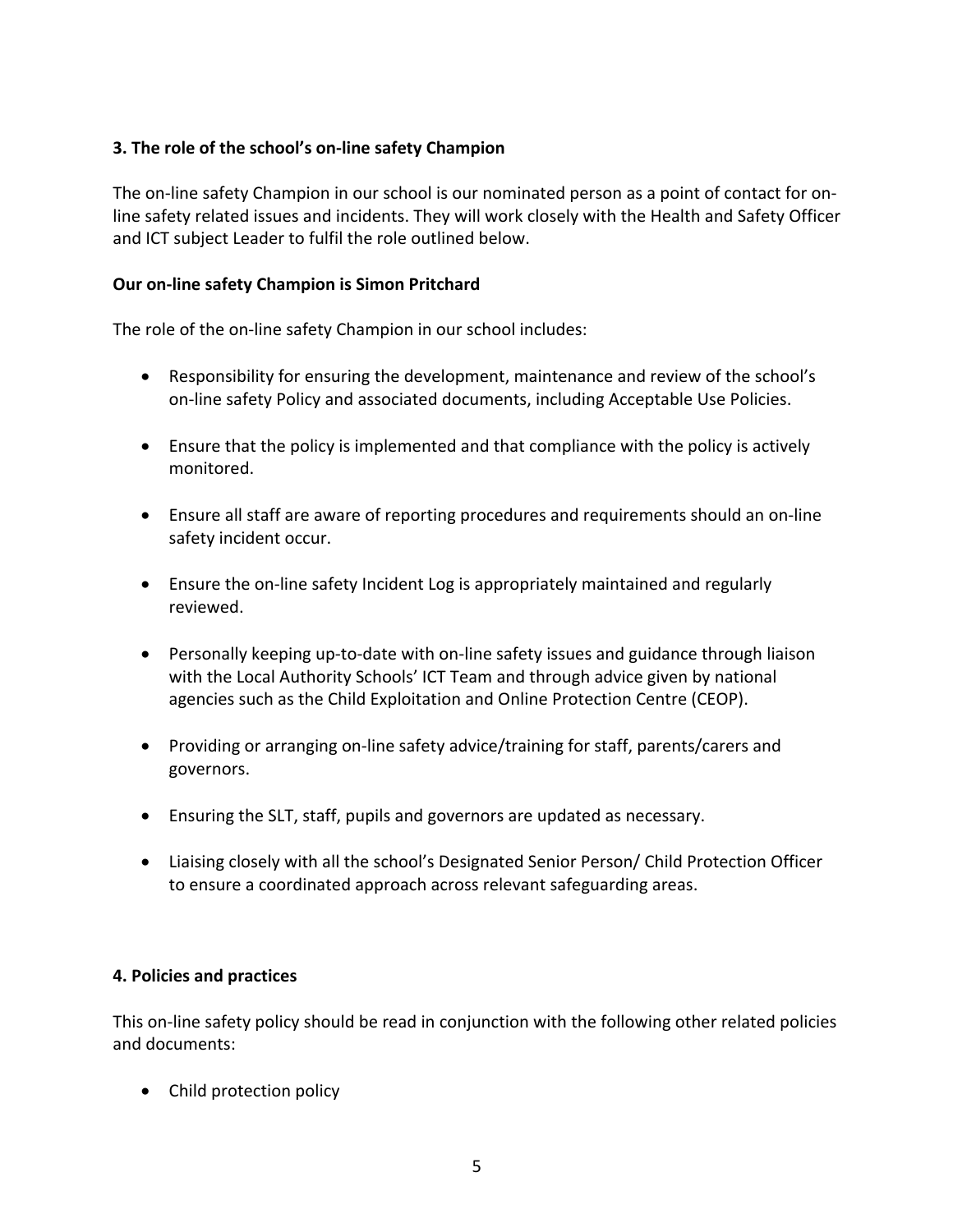### 3. The role of the school's on-line safety Champion

The on-line safety Champion in our school is our nominated person as a point of contact for on-line safety related issues and incidents. They will work closely with the Health and Safety Officer and ICT subject Leader to fulfil the role outlined below.

**Our on-line safety Champion is Simon Pritchard**

The role of the on-line safety Champion in our school includes:

- Responsibility for ensuring the development, maintenance and review of the school's on-line safety Policy and associated documents, including Acceptable Use Policies.
- Ensure that the policy is implemented and that compliance with the policy is actively monitored.
- Ensure all staff are aware of reporting procedures and requirements should an on-line safety incident occur.
- Ensure the on-line safety Incident Log is appropriately maintained and regularly reviewed.
- Personally keeping up-to-date with on-line safety issues and guidance through liaison with the Local Authority Schools' ICT Team and through advice given by national agencies such as the Child Exploitation and Online Protection Centre (CEOP).
- Providing or arranging on-line safety advice/training for staff, parents/carers and governors.
- Ensuring the SLT, staff, pupils and governors are updated as necessary.
- Liaising closely with all the school's Designated Senior Person/ Child Protection Officer to ensure a coordinated approach across relevant safeguarding areas.

### 4. Policies and practices

This on-line safety policy should be read in conjunction with the following other related policies and documents:

- Child protection policy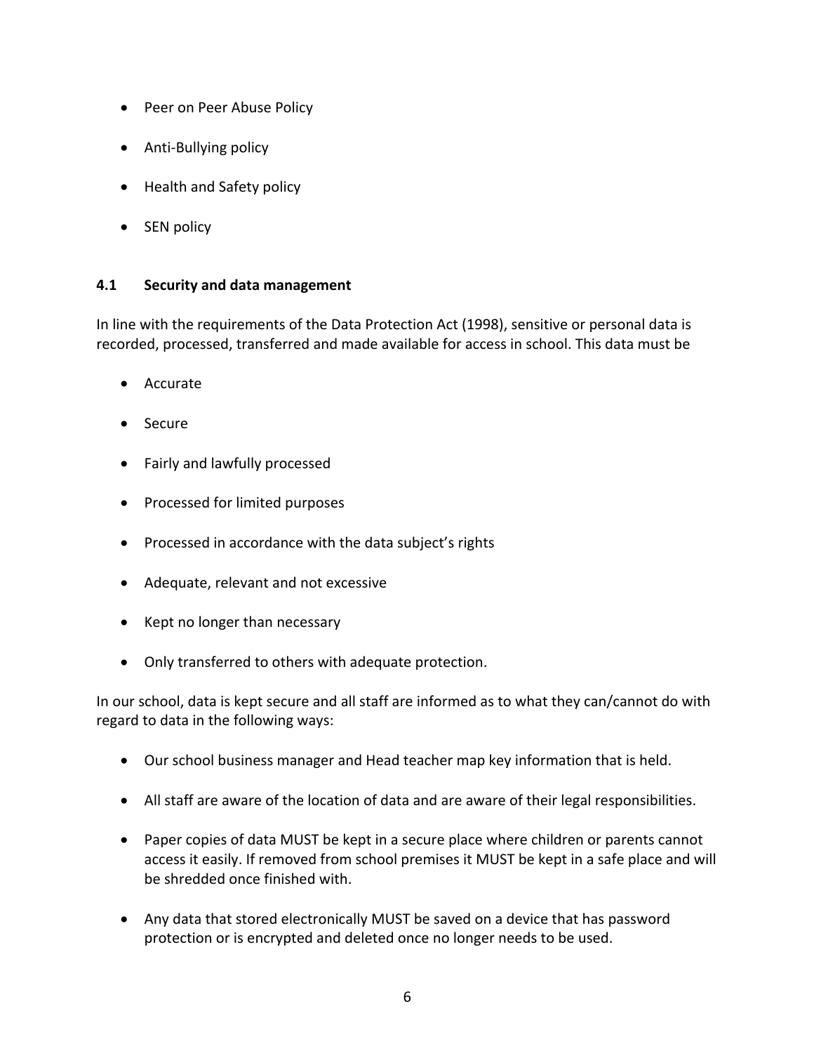- Peer on Peer Abuse Policy
- Anti-Bullying policy
- Health and Safety policy
- SEN policy

### 4.1 Security and data management

In line with the requirements of the Data Protection Act (1998), sensitive or personal data is recorded, processed, transferred and made available for access in school. This data must be

- Accurate
- Secure
- Fairly and lawfully processed
- Processed for limited purposes
- Processed in accordance with the data subject's rights
- Adequate, relevant and not excessive
- Kept no longer than necessary
- Only transferred to others with adequate protection.

In our school, data is kept secure and all staff are informed as to what they can/cannot do with regard to data in the following ways:

- Our school business manager and Head teacher map key information that is held.
- All staff are aware of the location of data and are aware of their legal responsibilities.
- Paper copies of data MUST be kept in a secure place where children or parents cannot access it easily. If removed from school premises it MUST be kept in a safe place and will be shredded once finished with.
- Any data that stored electronically MUST be saved on a device that has password protection or is encrypted and deleted once no longer needs to be used.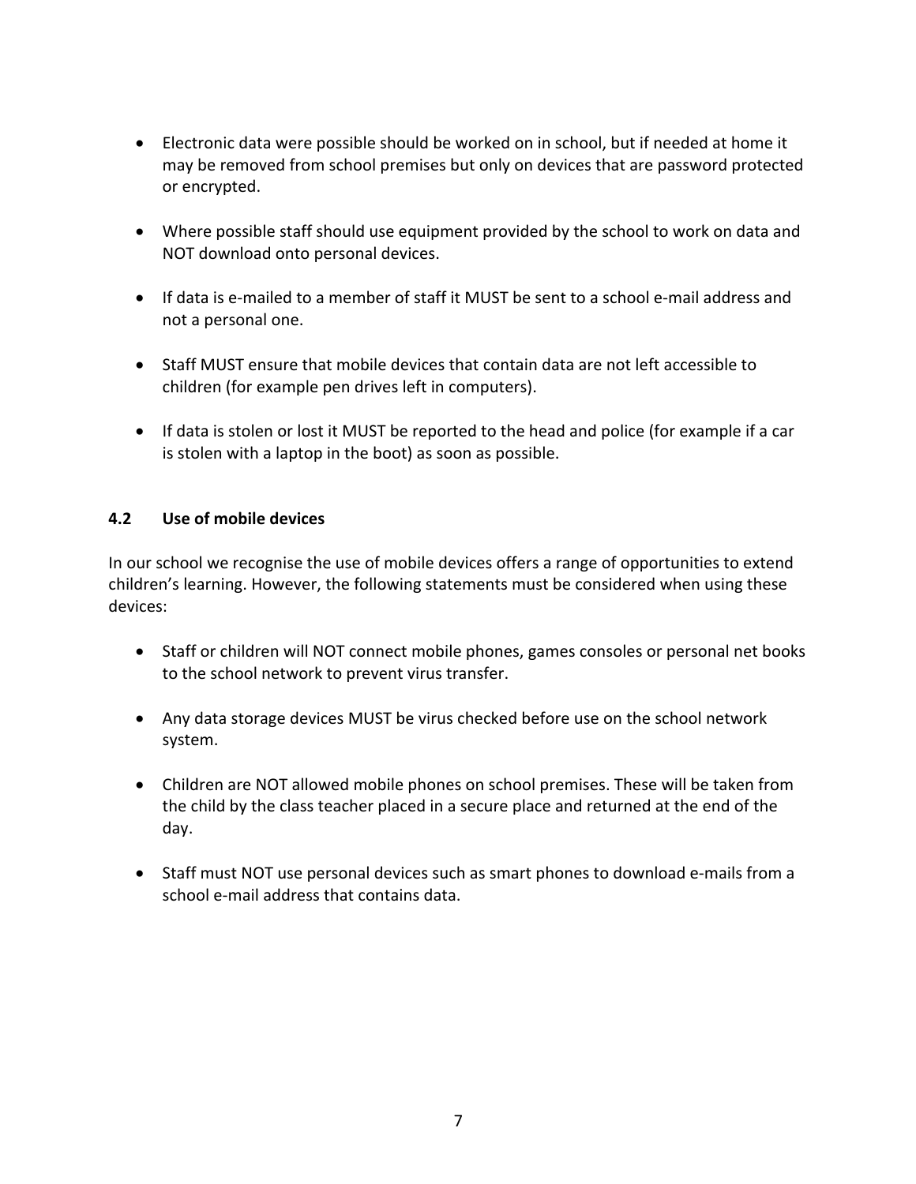- Electronic data were possible should be worked on in school, but if needed at home it may be removed from school premises but only on devices that are password protected or encrypted.

- Where possible staff should use equipment provided by the school to work on data and NOT download onto personal devices.

- If data is e-mailed to a member of staff it MUST be sent to a school e-mail address and not a personal one.

- Staff MUST ensure that mobile devices that contain data are not left accessible to children (for example pen drives left in computers).

- If data is stolen or lost it MUST be reported to the head and police (for example if a car is stolen with a laptop in the boot) as soon as possible.

### 4.2 Use of mobile devices

In our school we recognise the use of mobile devices offers a range of opportunities to extend children's learning. However, the following statements must be considered when using these devices:

- Staff or children will NOT connect mobile phones, games consoles or personal net books to the school network to prevent virus transfer.

- Any data storage devices MUST be virus checked before use on the school network system.

- Children are NOT allowed mobile phones on school premises. These will be taken from the child by the class teacher placed in a secure place and returned at the end of the day.

- Staff must NOT use personal devices such as smart phones to download e-mails from a school e-mail address that contains data.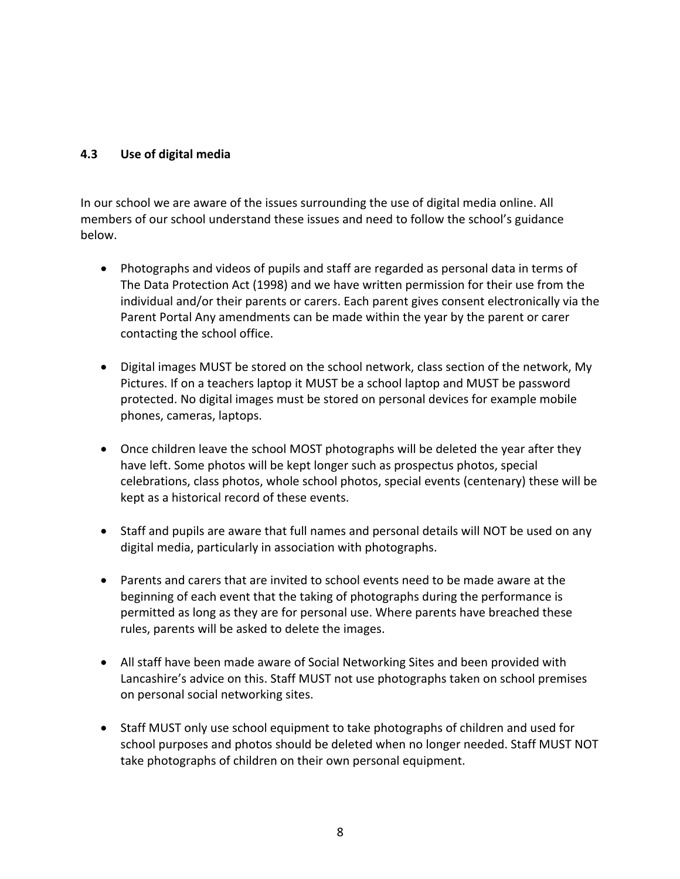### 4.3 Use of digital media

In our school we are aware of the issues surrounding the use of digital media online. All members of our school understand these issues and need to follow the school's guidance below.

- Photographs and videos of pupils and staff are regarded as personal data in terms of The Data Protection Act (1998) and we have written permission for their use from the individual and/or their parents or carers. Each parent gives consent electronically via the Parent Portal Any amendments can be made within the year by the parent or carer contacting the school office.

- Digital images MUST be stored on the school network, class section of the network, My Pictures. If on a teachers laptop it MUST be a school laptop and MUST be password protected. No digital images must be stored on personal devices for example mobile phones, cameras, laptops.

- Once children leave the school MOST photographs will be deleted the year after they have left. Some photos will be kept longer such as prospectus photos, special celebrations, class photos, whole school photos, special events (centenary) these will be kept as a historical record of these events.

- Staff and pupils are aware that full names and personal details will NOT be used on any digital media, particularly in association with photographs.

- Parents and carers that are invited to school events need to be made aware at the beginning of each event that the taking of photographs during the performance is permitted as long as they are for personal use. Where parents have breached these rules, parents will be asked to delete the images.

- All staff have been made aware of Social Networking Sites and been provided with Lancashire's advice on this. Staff MUST not use photographs taken on school premises on personal social networking sites.

- Staff MUST only use school equipment to take photographs of children and used for school purposes and photos should be deleted when no longer needed. Staff MUST NOT take photographs of children on their own personal equipment.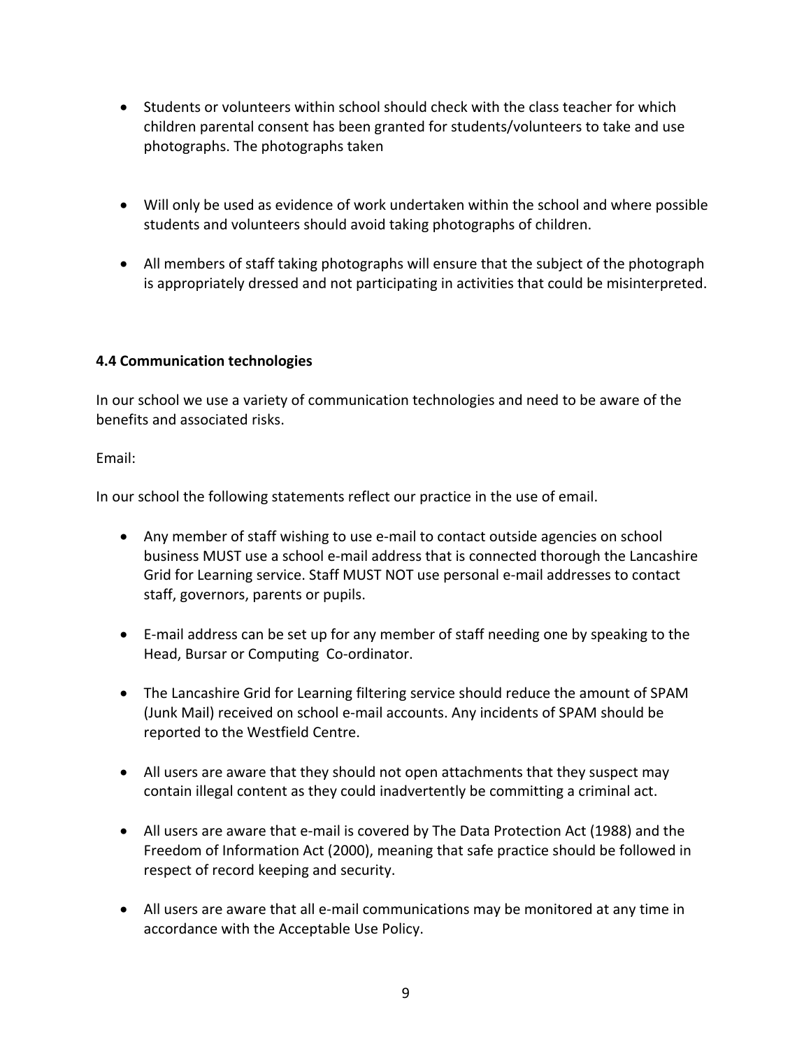- Students or volunteers within school should check with the class teacher for which children parental consent has been granted for students/volunteers to take and use photographs. The photographs taken

- Will only be used as evidence of work undertaken within the school and where possible students and volunteers should avoid taking photographs of children.

- All members of staff taking photographs will ensure that the subject of the photograph is appropriately dressed and not participating in activities that could be misinterpreted.

**4.4 Communication technologies**

In our school we use a variety of communication technologies and need to be aware of the benefits and associated risks.

Email:

In our school the following statements reflect our practice in the use of email.

- Any member of staff wishing to use e-mail to contact outside agencies on school business MUST use a school e-mail address that is connected thorough the Lancashire Grid for Learning service. Staff MUST NOT use personal e-mail addresses to contact staff, governors, parents or pupils.

- E-mail address can be set up for any member of staff needing one by speaking to the Head, Bursar or Computing  Co-ordinator.

- The Lancashire Grid for Learning filtering service should reduce the amount of SPAM (Junk Mail) received on school e-mail accounts. Any incidents of SPAM should be reported to the Westfield Centre.

- All users are aware that they should not open attachments that they suspect may contain illegal content as they could inadvertently be committing a criminal act.

- All users are aware that e-mail is covered by The Data Protection Act (1988) and the Freedom of Information Act (2000), meaning that safe practice should be followed in respect of record keeping and security.

- All users are aware that all e-mail communications may be monitored at any time in accordance with the Acceptable Use Policy.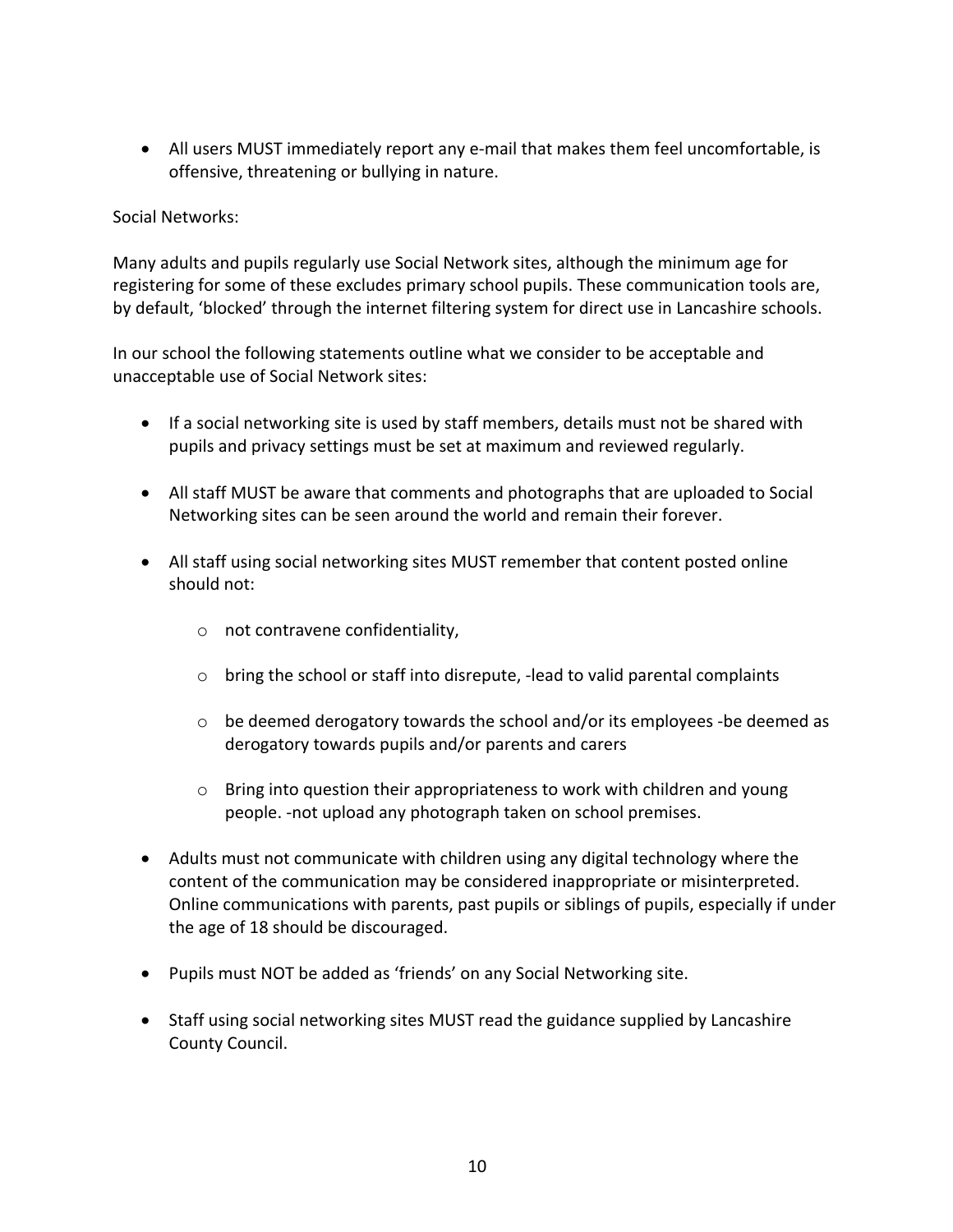- All users MUST immediately report any e-mail that makes them feel uncomfortable, is offensive, threatening or bullying in nature.

Social Networks:

Many adults and pupils regularly use Social Network sites, although the minimum age for registering for some of these excludes primary school pupils. These communication tools are, by default, 'blocked' through the internet filtering system for direct use in Lancashire schools.

In our school the following statements outline what we consider to be acceptable and unacceptable use of Social Network sites:

- If a social networking site is used by staff members, details must not be shared with pupils and privacy settings must be set at maximum and reviewed regularly.

- All staff MUST be aware that comments and photographs that are uploaded to Social Networking sites can be seen around the world and remain their forever.

- All staff using social networking sites MUST remember that content posted online should not:

    - not contravene confidentiality,

    - bring the school or staff into disrepute, -lead to valid parental complaints

    - be deemed derogatory towards the school and/or its employees -be deemed as derogatory towards pupils and/or parents and carers

    - Bring into question their appropriateness to work with children and young people. -not upload any photograph taken on school premises.

- Adults must not communicate with children using any digital technology where the content of the communication may be considered inappropriate or misinterpreted. Online communications with parents, past pupils or siblings of pupils, especially if under the age of 18 should be discouraged.

- Pupils must NOT be added as 'friends' on any Social Networking site.

- Staff using social networking sites MUST read the guidance supplied by Lancashire County Council.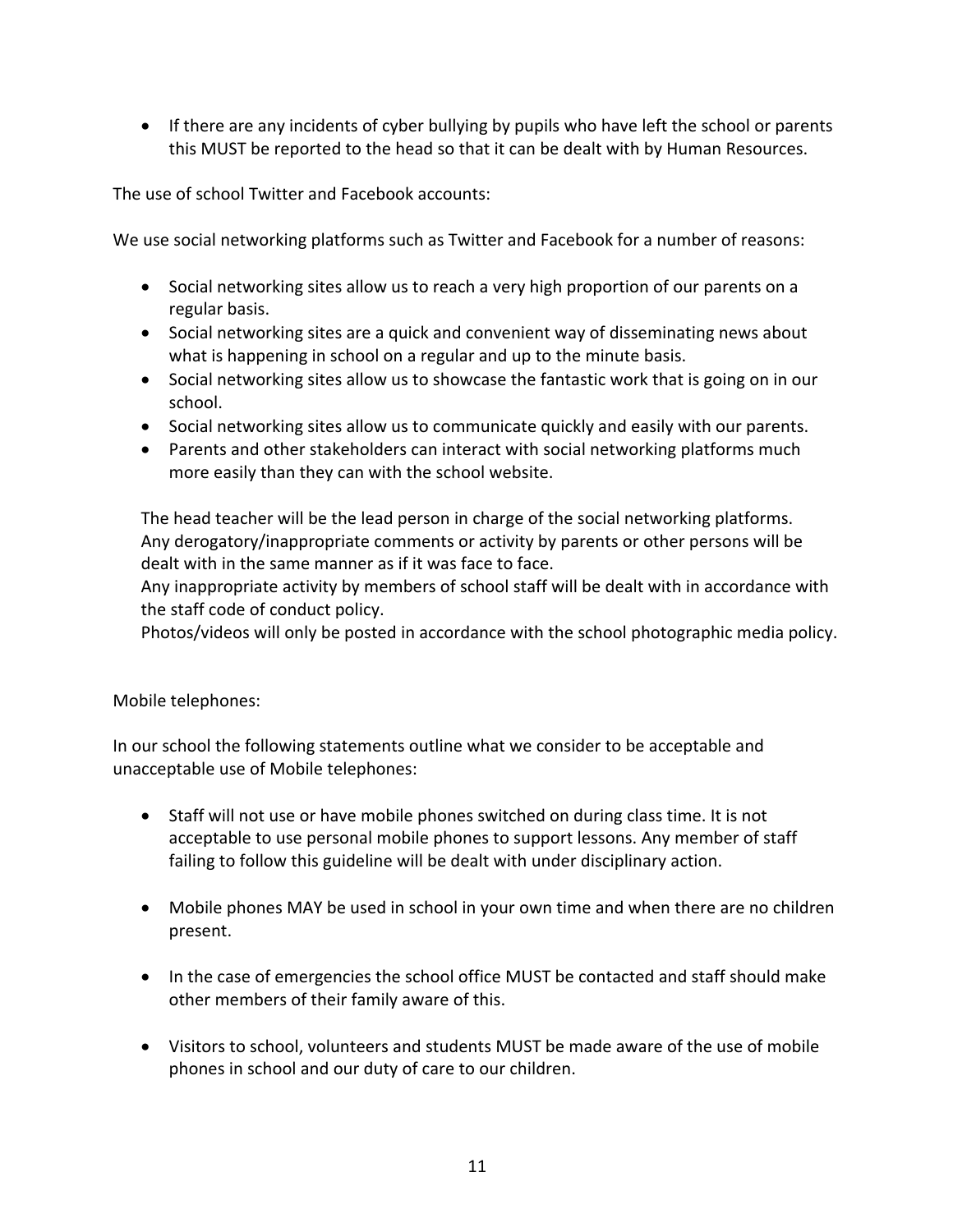- If there are any incidents of cyber bullying by pupils who have left the school or parents this MUST be reported to the head so that it can be dealt with by Human Resources.

The use of school Twitter and Facebook accounts:

We use social networking platforms such as Twitter and Facebook for a number of reasons:

- Social networking sites allow us to reach a very high proportion of our parents on a regular basis.
- Social networking sites are a quick and convenient way of disseminating news about what is happening in school on a regular and up to the minute basis.
- Social networking sites allow us to showcase the fantastic work that is going on in our school.
- Social networking sites allow us to communicate quickly and easily with our parents.
- Parents and other stakeholders can interact with social networking platforms much more easily than they can with the school website.

The head teacher will be the lead person in charge of the social networking platforms. Any derogatory/inappropriate comments or activity by parents or other persons will be dealt with in the same manner as if it was face to face.
Any inappropriate activity by members of school staff will be dealt with in accordance with the staff code of conduct policy.
Photos/videos will only be posted in accordance with the school photographic media policy.

Mobile telephones:

In our school the following statements outline what we consider to be acceptable and unacceptable use of Mobile telephones:

- Staff will not use or have mobile phones switched on during class time. It is not acceptable to use personal mobile phones to support lessons. Any member of staff failing to follow this guideline will be dealt with under disciplinary action.

- Mobile phones MAY be used in school in your own time and when there are no children present.

- In the case of emergencies the school office MUST be contacted and staff should make other members of their family aware of this.

- Visitors to school, volunteers and students MUST be made aware of the use of mobile phones in school and our duty of care to our children.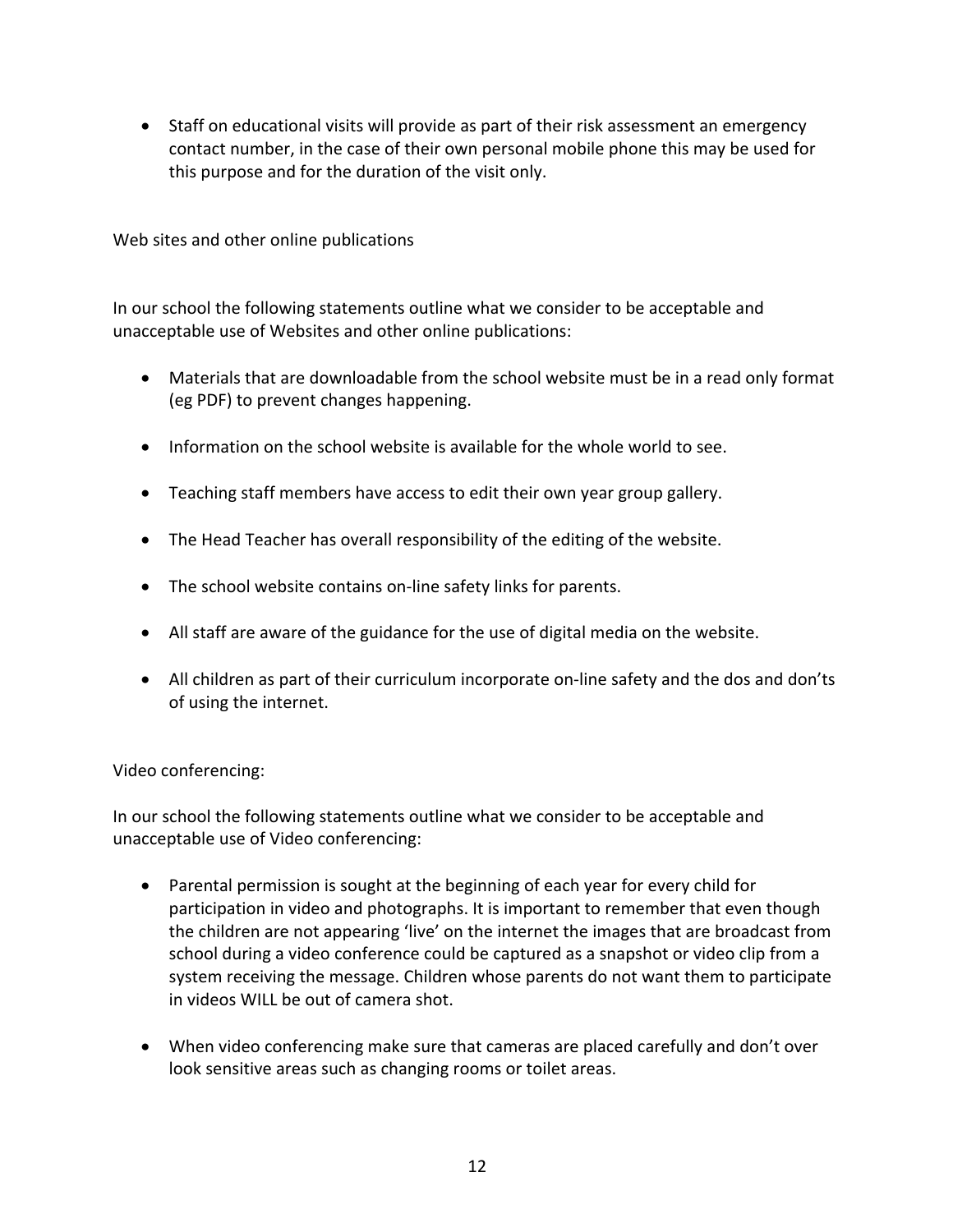- Staff on educational visits will provide as part of their risk assessment an emergency contact number, in the case of their own personal mobile phone this may be used for this purpose and for the duration of the visit only.

Web sites and other online publications

In our school the following statements outline what we consider to be acceptable and unacceptable use of Websites and other online publications:

- Materials that are downloadable from the school website must be in a read only format (eg PDF) to prevent changes happening.
- Information on the school website is available for the whole world to see.
- Teaching staff members have access to edit their own year group gallery.
- The Head Teacher has overall responsibility of the editing of the website.
- The school website contains on-line safety links for parents.
- All staff are aware of the guidance for the use of digital media on the website.
- All children as part of their curriculum incorporate on-line safety and the dos and don'ts of using the internet.

Video conferencing:

In our school the following statements outline what we consider to be acceptable and unacceptable use of Video conferencing:

- Parental permission is sought at the beginning of each year for every child for participation in video and photographs. It is important to remember that even though the children are not appearing 'live' on the internet the images that are broadcast from school during a video conference could be captured as a snapshot or video clip from a system receiving the message. Children whose parents do not want them to participate in videos WILL be out of camera shot.
- When video conferencing make sure that cameras are placed carefully and don't over look sensitive areas such as changing rooms or toilet areas.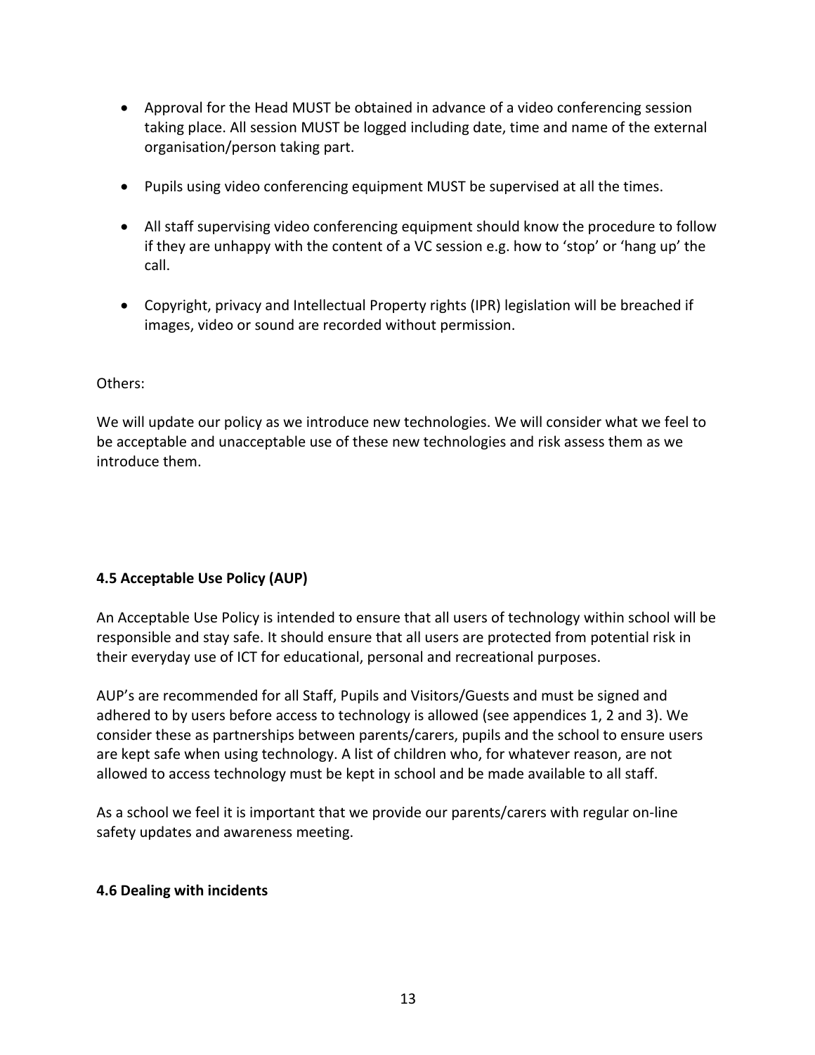- Approval for the Head MUST be obtained in advance of a video conferencing session taking place. All session MUST be logged including date, time and name of the external organisation/person taking part.
- Pupils using video conferencing equipment MUST be supervised at all the times.
- All staff supervising video conferencing equipment should know the procedure to follow if they are unhappy with the content of a VC session e.g. how to 'stop' or 'hang up' the call.
- Copyright, privacy and Intellectual Property rights (IPR) legislation will be breached if images, video or sound are recorded without permission.

Others:

We will update our policy as we introduce new technologies. We will consider what we feel to be acceptable and unacceptable use of these new technologies and risk assess them as we introduce them.

**4.5 Acceptable Use Policy (AUP)**

An Acceptable Use Policy is intended to ensure that all users of technology within school will be responsible and stay safe. It should ensure that all users are protected from potential risk in their everyday use of ICT for educational, personal and recreational purposes.

AUP's are recommended for all Staff, Pupils and Visitors/Guests and must be signed and adhered to by users before access to technology is allowed (see appendices 1, 2 and 3). We consider these as partnerships between parents/carers, pupils and the school to ensure users are kept safe when using technology. A list of children who, for whatever reason, are not allowed to access technology must be kept in school and be made available to all staff.

As a school we feel it is important that we provide our parents/carers with regular on-line safety updates and awareness meeting.

**4.6 Dealing with incidents**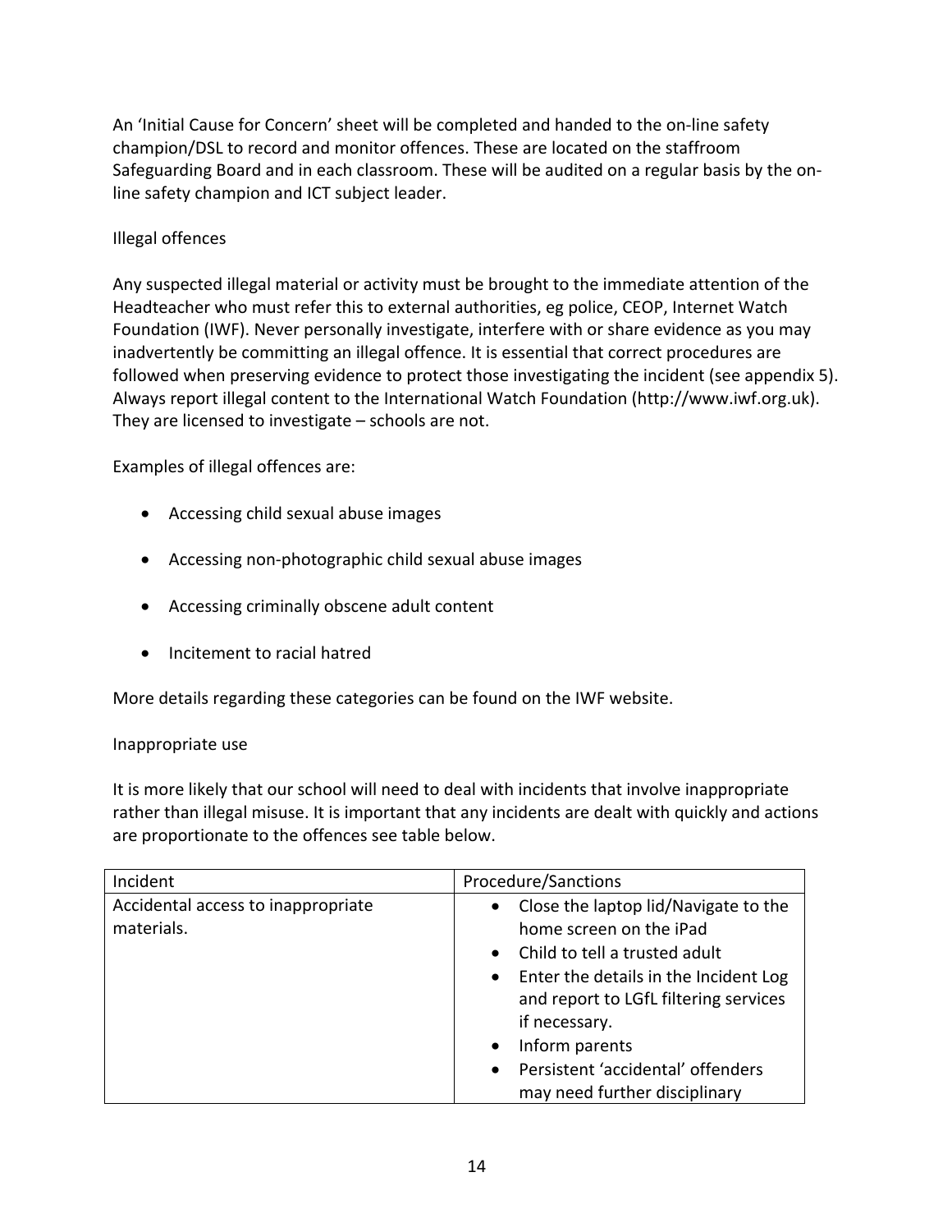An 'Initial Cause for Concern' sheet will be completed and handed to the on-line safety champion/DSL to record and monitor offences. These are located on the staffroom Safeguarding Board and in each classroom. These will be audited on a regular basis by the on-line safety champion and ICT subject leader.

Illegal offences

Any suspected illegal material or activity must be brought to the immediate attention of the Headteacher who must refer this to external authorities, eg police, CEOP, Internet Watch Foundation (IWF). Never personally investigate, interfere with or share evidence as you may inadvertently be committing an illegal offence. It is essential that correct procedures are followed when preserving evidence to protect those investigating the incident (see appendix 5). Always report illegal content to the International Watch Foundation (http://www.iwf.org.uk). They are licensed to investigate – schools are not.

Examples of illegal offences are:

- Accessing child sexual abuse images
- Accessing non-photographic child sexual abuse images
- Accessing criminally obscene adult content
- Incitement to racial hatred

More details regarding these categories can be found on the IWF website.

Inappropriate use

It is more likely that our school will need to deal with incidents that involve inappropriate rather than illegal misuse. It is important that any incidents are dealt with quickly and actions are proportionate to the offences see table below.

| Incident | Procedure/Sanctions |
|---|---|
| Accidental access to inappropriate materials. | • Close the laptop lid/Navigate to the home screen on the iPad<br>• Child to tell a trusted adult<br>• Enter the details in the Incident Log and report to LGfL filtering services if necessary.<br>• Inform parents<br>• Persistent 'accidental' offenders may need further disciplinary |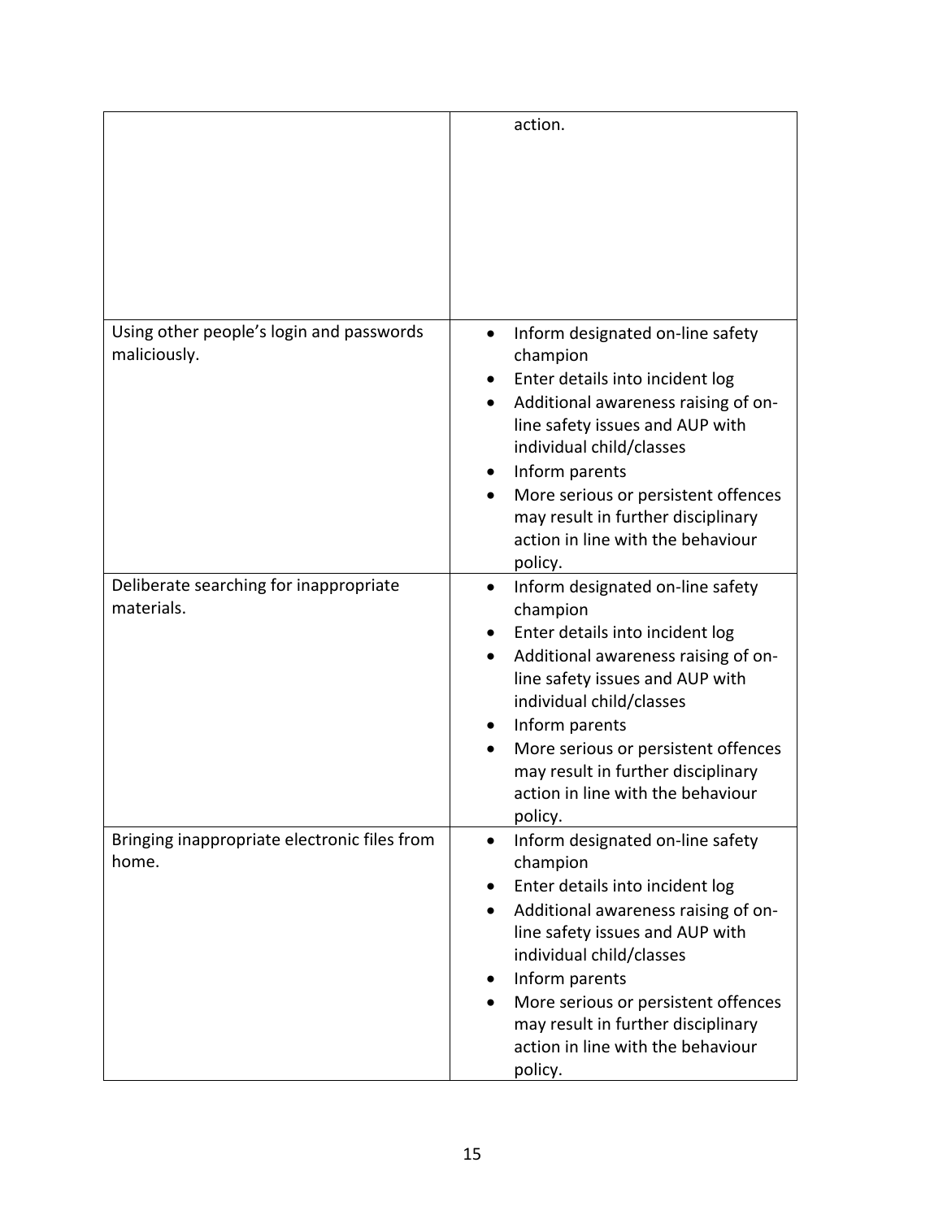| | |
|---|---|
| | action. |
| Using other people's login and passwords maliciously. | • Inform designated on-line safety champion<br>• Enter details into incident log<br>• Additional awareness raising of on-line safety issues and AUP with individual child/classes<br>• Inform parents<br>• More serious or persistent offences may result in further disciplinary action in line with the behaviour policy. |
| Deliberate searching for inappropriate materials. | • Inform designated on-line safety champion<br>• Enter details into incident log<br>• Additional awareness raising of on-line safety issues and AUP with individual child/classes<br>• Inform parents<br>• More serious or persistent offences may result in further disciplinary action in line with the behaviour policy. |
| Bringing inappropriate electronic files from home. | • Inform designated on-line safety champion<br>• Enter details into incident log<br>• Additional awareness raising of on-line safety issues and AUP with individual child/classes<br>• Inform parents<br>• More serious or persistent offences may result in further disciplinary action in line with the behaviour policy. |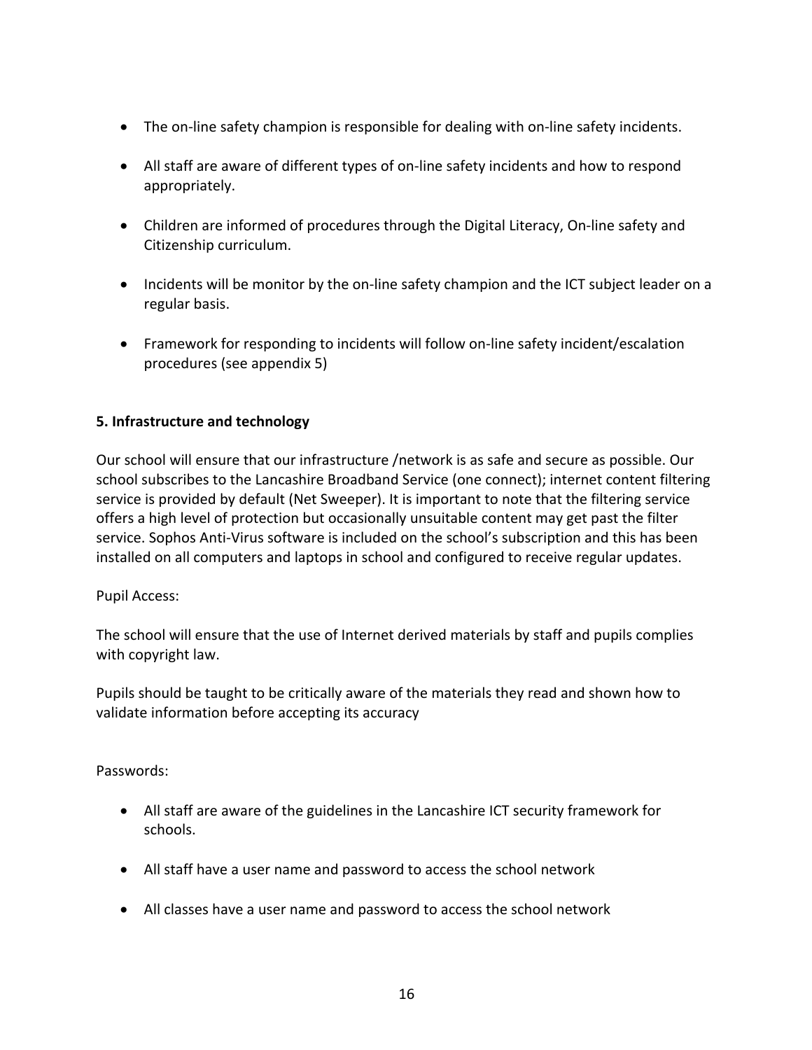- The on-line safety champion is responsible for dealing with on-line safety incidents.
- All staff are aware of different types of on-line safety incidents and how to respond appropriately.
- Children are informed of procedures through the Digital Literacy, On-line safety and Citizenship curriculum.
- Incidents will be monitor by the on-line safety champion and the ICT subject leader on a regular basis.
- Framework for responding to incidents will follow on-line safety incident/escalation procedures (see appendix 5)

**5. Infrastructure and technology**

Our school will ensure that our infrastructure /network is as safe and secure as possible. Our school subscribes to the Lancashire Broadband Service (one connect); internet content filtering service is provided by default (Net Sweeper). It is important to note that the filtering service offers a high level of protection but occasionally unsuitable content may get past the filter service. Sophos Anti-Virus software is included on the school's subscription and this has been installed on all computers and laptops in school and configured to receive regular updates.

Pupil Access:

The school will ensure that the use of Internet derived materials by staff and pupils complies with copyright law.

Pupils should be taught to be critically aware of the materials they read and shown how to validate information before accepting its accuracy

Passwords:

- All staff are aware of the guidelines in the Lancashire ICT security framework for schools.
- All staff have a user name and password to access the school network
- All classes have a user name and password to access the school network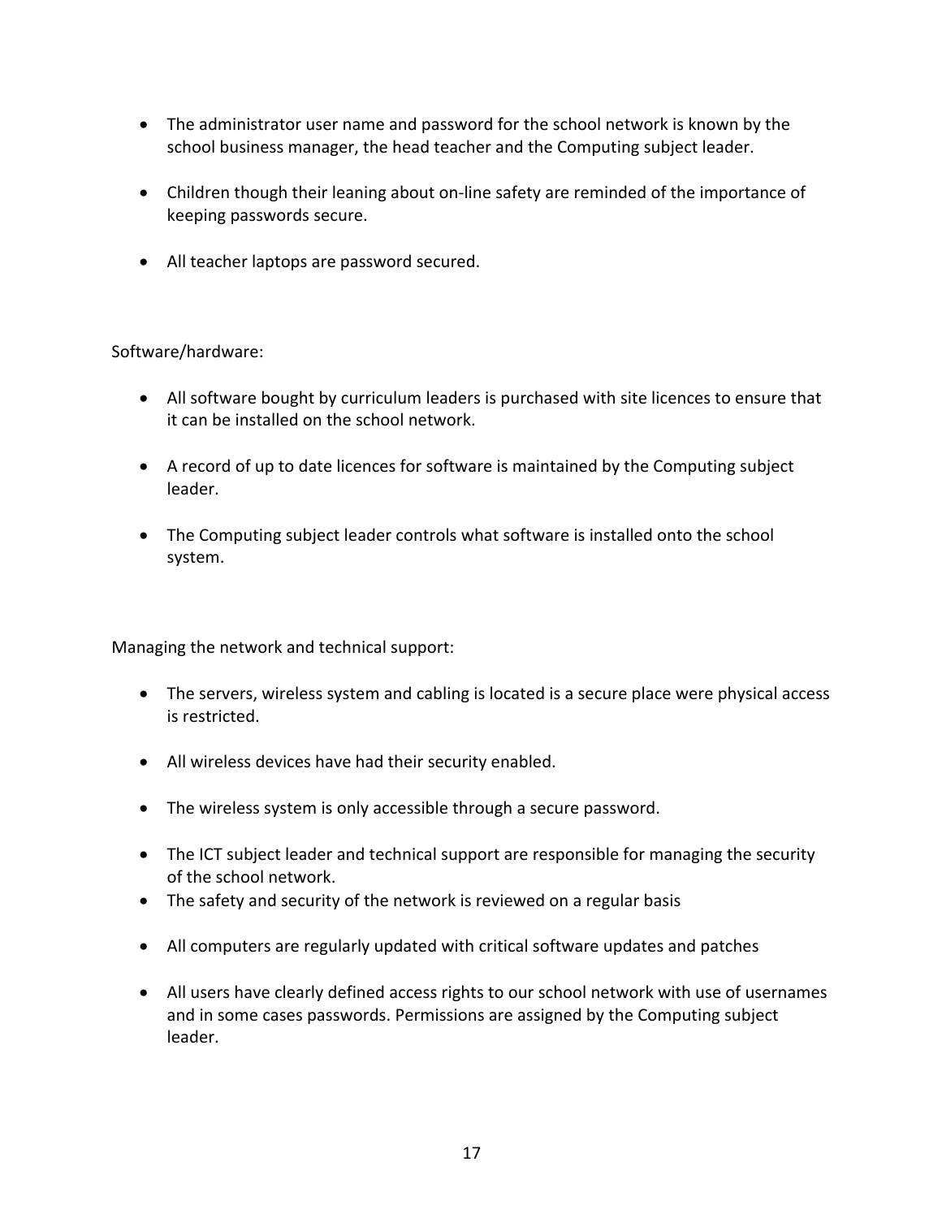- The administrator user name and password for the school network is known by the school business manager, the head teacher and the Computing subject leader.

- Children though their leaning about on-line safety are reminded of the importance of keeping passwords secure.

- All teacher laptops are password secured.

Software/hardware:

- All software bought by curriculum leaders is purchased with site licences to ensure that it can be installed on the school network.

- A record of up to date licences for software is maintained by the Computing subject leader.

- The Computing subject leader controls what software is installed onto the school system.

Managing the network and technical support:

- The servers, wireless system and cabling is located is a secure place were physical access is restricted.

- All wireless devices have had their security enabled.

- The wireless system is only accessible through a secure password.

- The ICT subject leader and technical support are responsible for managing the security of the school network.
- The safety and security of the network is reviewed on a regular basis

- All computers are regularly updated with critical software updates and patches

- All users have clearly defined access rights to our school network with use of usernames and in some cases passwords. Permissions are assigned by the Computing subject leader.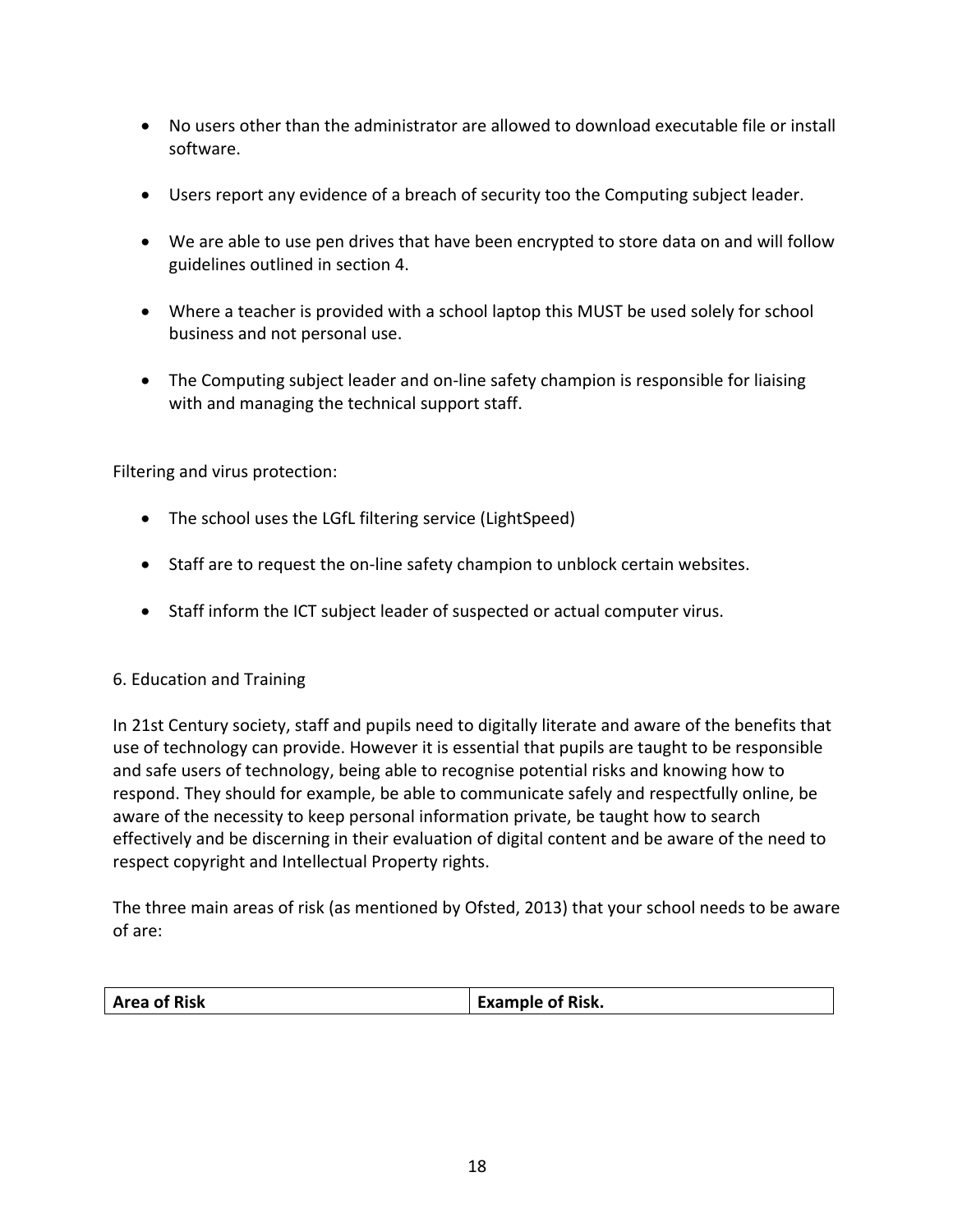- No users other than the administrator are allowed to download executable file or install software.
- Users report any evidence of a breach of security too the Computing subject leader.
- We are able to use pen drives that have been encrypted to store data on and will follow guidelines outlined in section 4.
- Where a teacher is provided with a school laptop this MUST be used solely for school business and not personal use.
- The Computing subject leader and on-line safety champion is responsible for liaising with and managing the technical support staff.

Filtering and virus protection:

- The school uses the LGfL filtering service (LightSpeed)
- Staff are to request the on-line safety champion to unblock certain websites.
- Staff inform the ICT subject leader of suspected or actual computer virus.

## 6. Education and Training

In 21st Century society, staff and pupils need to digitally literate and aware of the benefits that use of technology can provide. However it is essential that pupils are taught to be responsible and safe users of technology, being able to recognise potential risks and knowing how to respond. They should for example, be able to communicate safely and respectfully online, be aware of the necessity to keep personal information private, be taught how to search effectively and be discerning in their evaluation of digital content and be aware of the need to respect copyright and Intellectual Property rights.

The three main areas of risk (as mentioned by Ofsted, 2013) that your school needs to be aware of are:

| **Area of Risk** | **Example of Risk.** |
|---|---|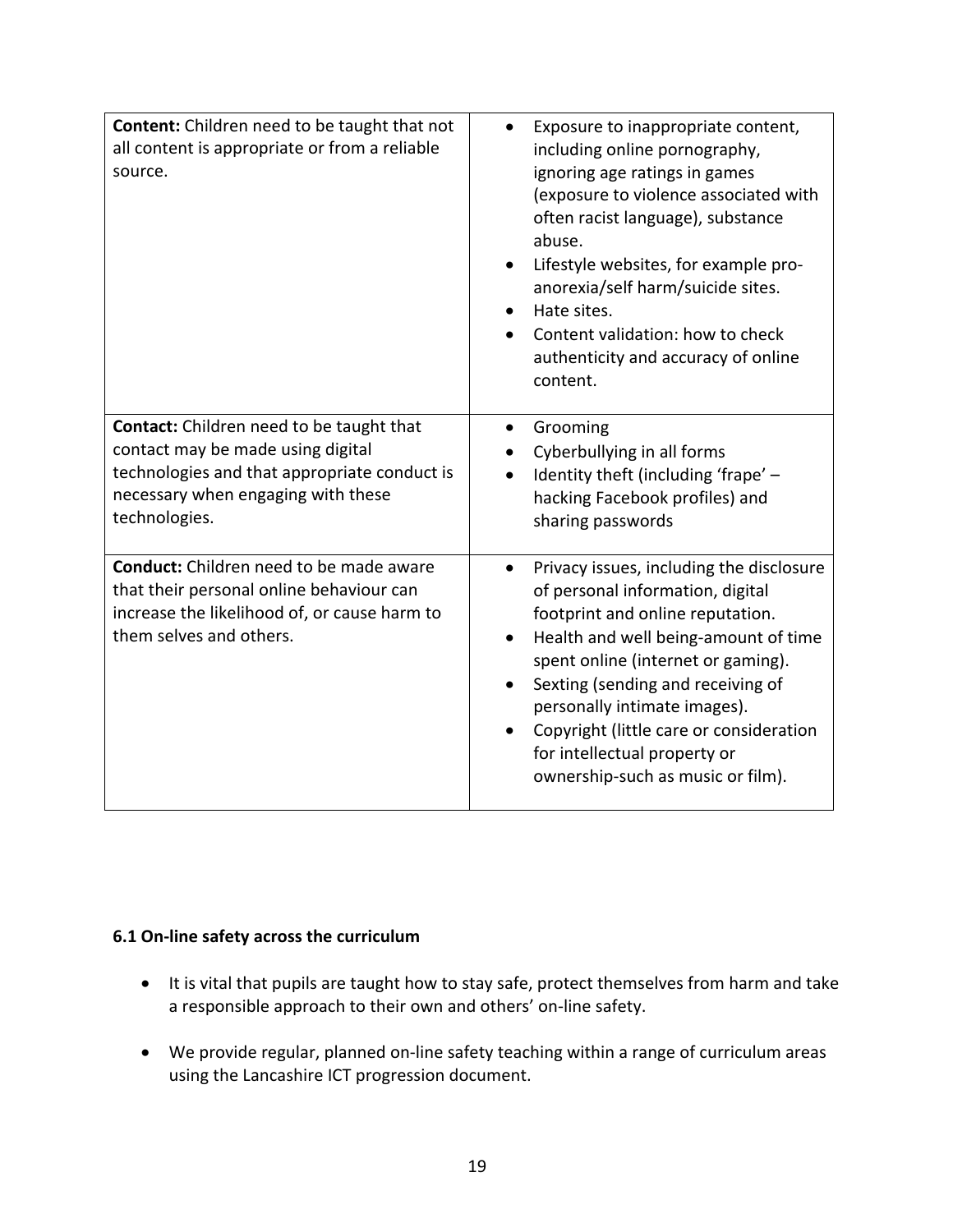| | |
|---|---|
| **Content:** Children need to be taught that not all content is appropriate or from a reliable source. | <ul><li>Exposure to inappropriate content, including online pornography, ignoring age ratings in games (exposure to violence associated with often racist language), substance abuse.</li><li>Lifestyle websites, for example pro-anorexia/self harm/suicide sites.</li><li>Hate sites.</li><li>Content validation: how to check authenticity and accuracy of online content.</li></ul> |
| **Contact:** Children need to be taught that contact may be made using digital technologies and that appropriate conduct is necessary when engaging with these technologies. | <ul><li>Grooming</li><li>Cyberbullying in all forms</li><li>Identity theft (including 'frape' – hacking Facebook profiles) and sharing passwords</li></ul> |
| **Conduct:** Children need to be made aware that their personal online behaviour can increase the likelihood of, or cause harm to them selves and others. | <ul><li>Privacy issues, including the disclosure of personal information, digital footprint and online reputation.</li><li>Health and well being-amount of time spent online (internet or gaming).</li><li>Sexting (sending and receiving of personally intimate images).</li><li>Copyright (little care or consideration for intellectual property or ownership-such as music or film).</li></ul> |

**6.1 On-line safety across the curriculum**

- It is vital that pupils are taught how to stay safe, protect themselves from harm and take a responsible approach to their own and others' on-line safety.
- We provide regular, planned on-line safety teaching within a range of curriculum areas using the Lancashire ICT progression document.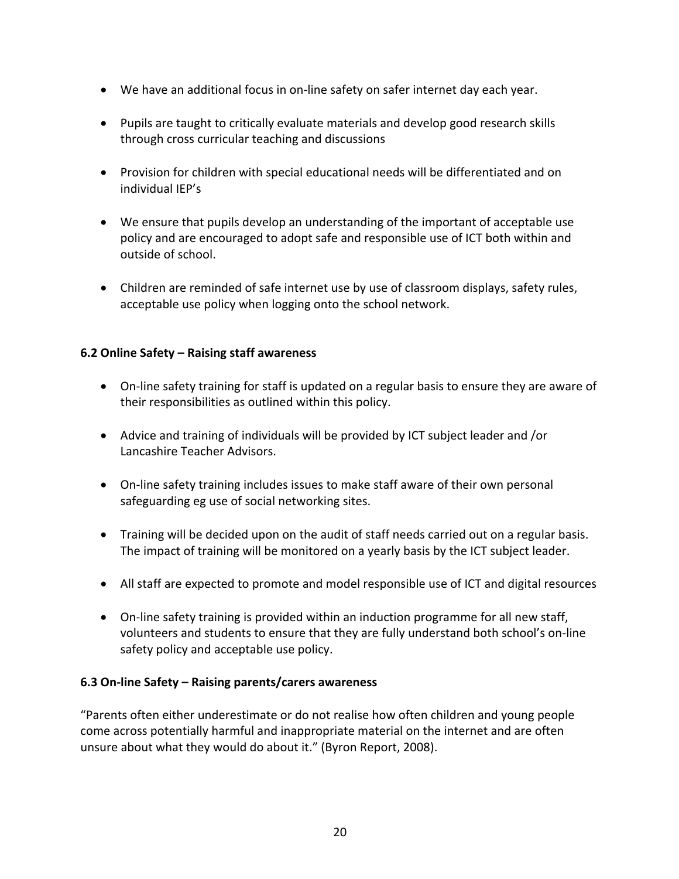- We have an additional focus in on-line safety on safer internet day each year.
- Pupils are taught to critically evaluate materials and develop good research skills through cross curricular teaching and discussions
- Provision for children with special educational needs will be differentiated and on individual IEP's
- We ensure that pupils develop an understanding of the important of acceptable use policy and are encouraged to adopt safe and responsible use of ICT both within and outside of school.
- Children are reminded of safe internet use by use of classroom displays, safety rules, acceptable use policy when logging onto the school network.

**6.2 Online Safety – Raising staff awareness**

- On-line safety training for staff is updated on a regular basis to ensure they are aware of their responsibilities as outlined within this policy.
- Advice and training of individuals will be provided by ICT subject leader and /or Lancashire Teacher Advisors.
- On-line safety training includes issues to make staff aware of their own personal safeguarding eg use of social networking sites.
- Training will be decided upon on the audit of staff needs carried out on a regular basis. The impact of training will be monitored on a yearly basis by the ICT subject leader.
- All staff are expected to promote and model responsible use of ICT and digital resources
- On-line safety training is provided within an induction programme for all new staff, volunteers and students to ensure that they are fully understand both school's on-line safety policy and acceptable use policy.

**6.3 On-line Safety – Raising parents/carers awareness**

"Parents often either underestimate or do not realise how often children and young people come across potentially harmful and inappropriate material on the internet and are often unsure about what they would do about it." (Byron Report, 2008).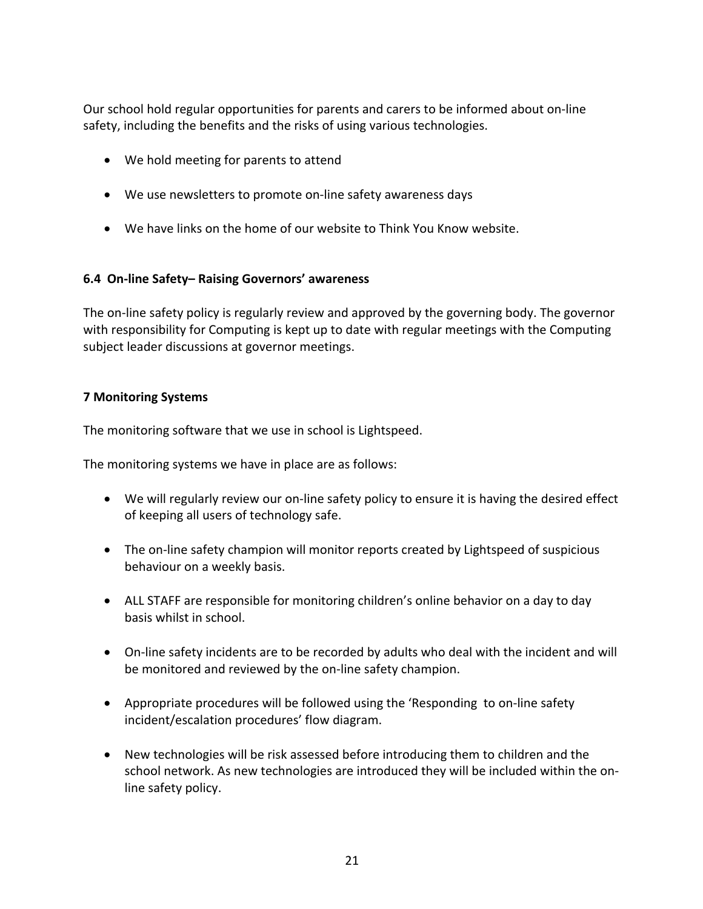Our school hold regular opportunities for parents and carers to be informed about on-line safety, including the benefits and the risks of using various technologies.

- We hold meeting for parents to attend
- We use newsletters to promote on-line safety awareness days
- We have links on the home of our website to Think You Know website.

### 6.4 On-line Safety– Raising Governors' awareness

The on-line safety policy is regularly review and approved by the governing body. The governor with responsibility for Computing is kept up to date with regular meetings with the Computing subject leader discussions at governor meetings.

## 7 Monitoring Systems

The monitoring software that we use in school is Lightspeed.

The monitoring systems we have in place are as follows:

- We will regularly review our on-line safety policy to ensure it is having the desired effect of keeping all users of technology safe.
- The on-line safety champion will monitor reports created by Lightspeed of suspicious behaviour on a weekly basis.
- ALL STAFF are responsible for monitoring children's online behavior on a day to day basis whilst in school.
- On-line safety incidents are to be recorded by adults who deal with the incident and will be monitored and reviewed by the on-line safety champion.
- Appropriate procedures will be followed using the 'Responding to on-line safety incident/escalation procedures' flow diagram.
- New technologies will be risk assessed before introducing them to children and the school network. As new technologies are introduced they will be included within the on-line safety policy.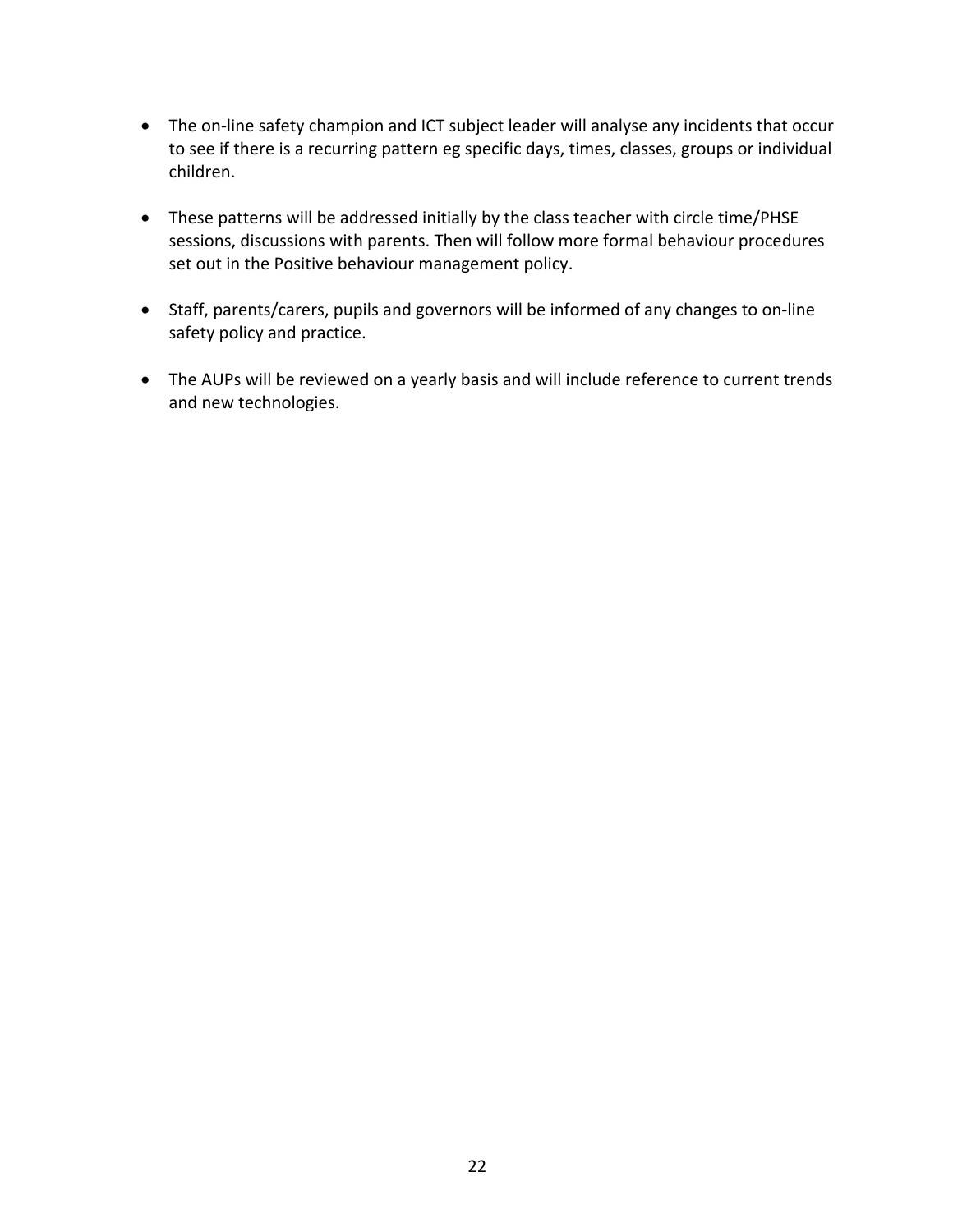- The on-line safety champion and ICT subject leader will analyse any incidents that occur to see if there is a recurring pattern eg specific days, times, classes, groups or individual children.

- These patterns will be addressed initially by the class teacher with circle time/PHSE sessions, discussions with parents. Then will follow more formal behaviour procedures set out in the Positive behaviour management policy.

- Staff, parents/carers, pupils and governors will be informed of any changes to on-line safety policy and practice.

- The AUPs will be reviewed on a yearly basis and will include reference to current trends and new technologies.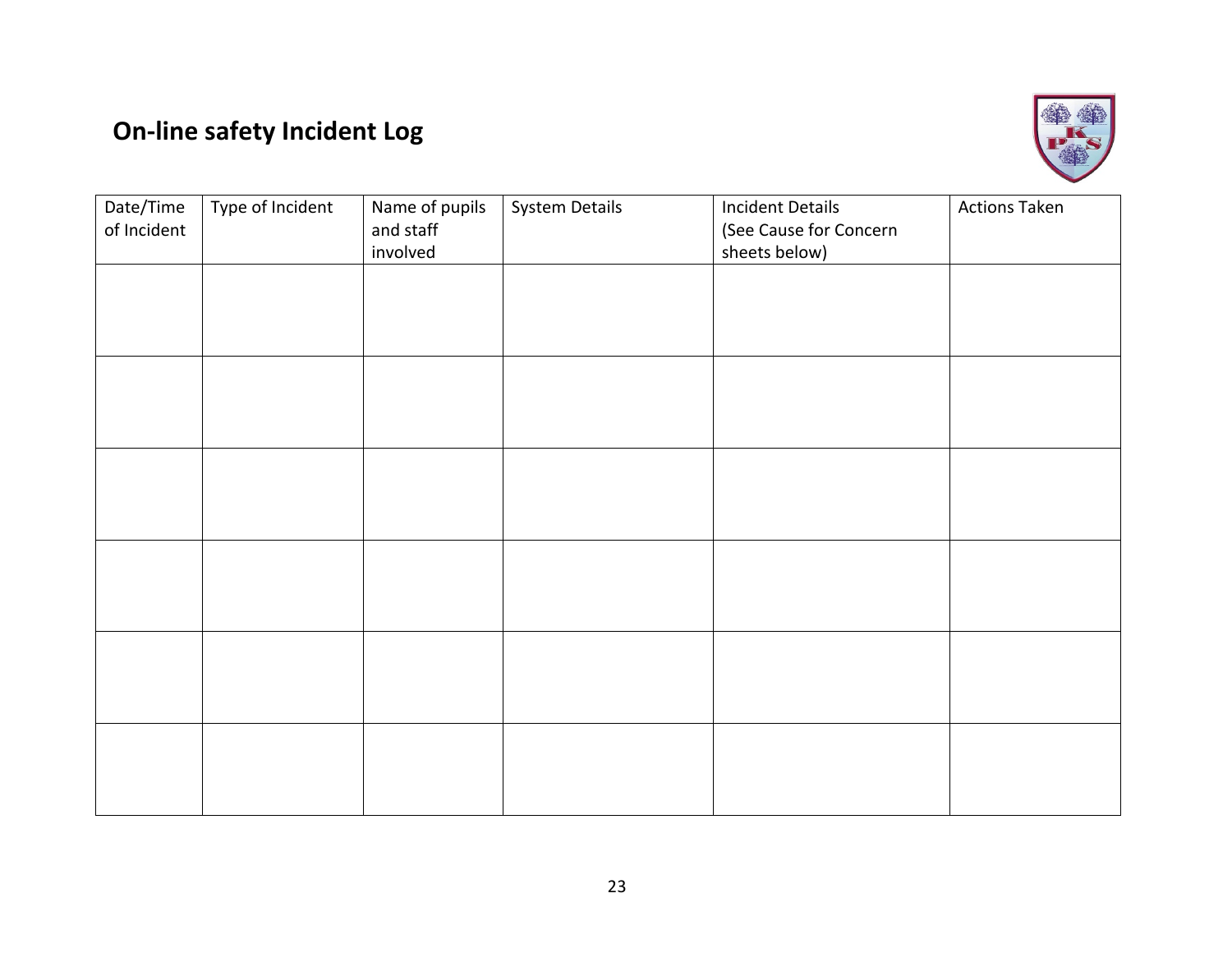# On-line safety Incident Log

| Date/Time of Incident | Type of Incident | Name of pupils and staff involved | System Details | Incident Details (See Cause for Concern sheets below) | Actions Taken |
|---|---|---|---|---|---|
| | | | | | |
| | | | | | |
| | | | | | |
| | | | | | |
| | | | | | |
| | | | | | |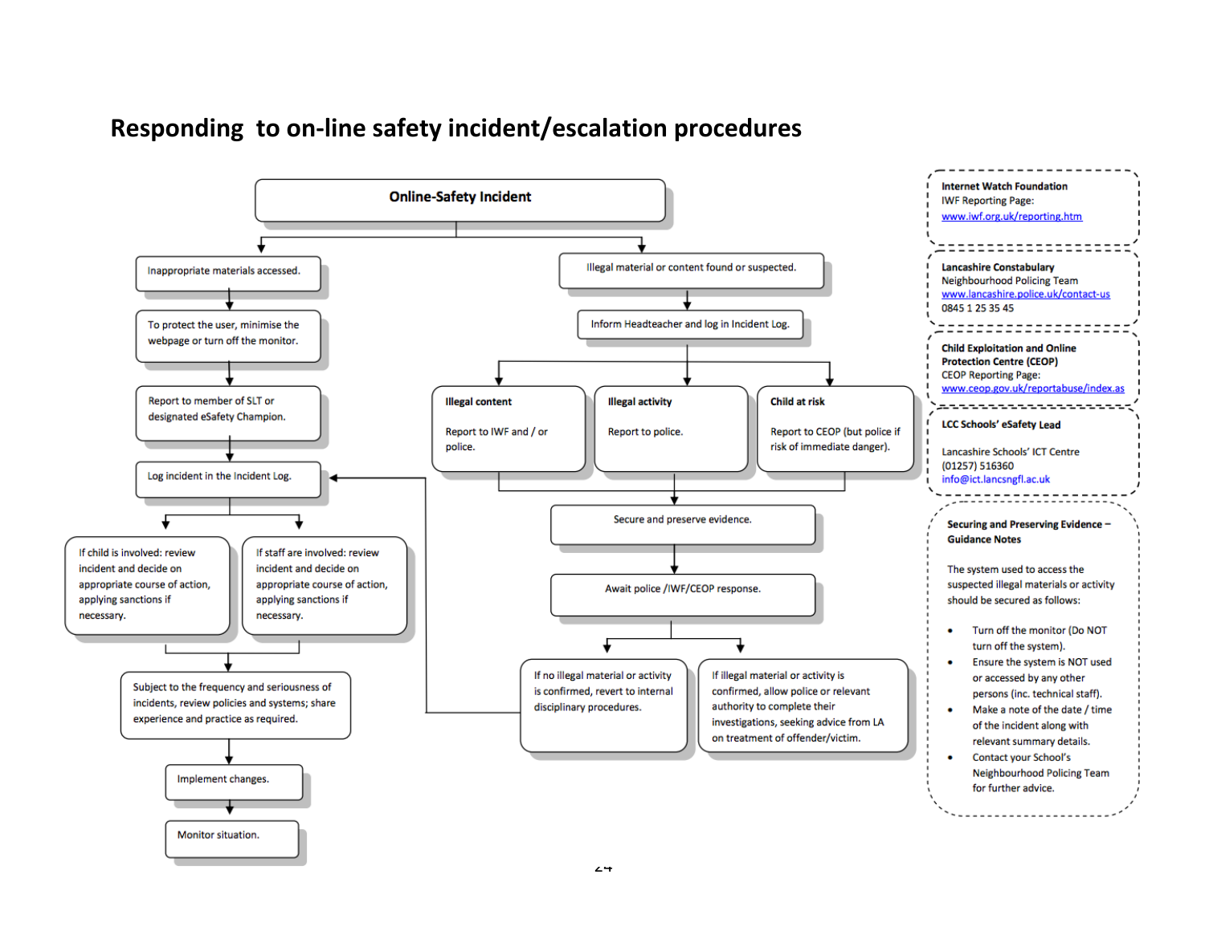# Responding to on-line safety incident/escalation procedures

**Online-Safety Incident**

Inappropriate materials accessed.

To protect the user, minimise the webpage or turn off the monitor.

Report to member of SLT or designated eSafety Champion.

Log incident in the Incident Log.

If child is involved: review incident and decide on appropriate course of action, applying sanctions if necessary.

If staff are involved: review incident and decide on appropriate course of action, applying sanctions if necessary.

Subject to the frequency and seriousness of incidents, review policies and systems; share experience and practice as required.

Implement changes.

Monitor situation.

Illegal material or content found or suspected.

Inform Headteacher and log in Incident Log.

**Illegal content**

Report to IWF and / or police.

**Illegal activity**

Report to police.

**Child at risk**

Report to CEOP (but police if risk of immediate danger).

Secure and preserve evidence.

Await police /IWF/CEOP response.

If no illegal material or activity is confirmed, revert to internal disciplinary procedures.

If illegal material or activity is confirmed, allow police or relevant authority to complete their investigations, seeking advice from LA on treatment of offender/victim.

**Internet Watch Foundation**
IWF Reporting Page:
www.iwf.org.uk/reporting.htm

**Lancashire Constabulary**
Neighbourhood Policing Team
www.lancashire.police.uk/contact-us
0845 1 25 35 45

**Child Exploitation and Online Protection Centre (CEOP)**
CEOP Reporting Page:
www.ceop.gov.uk/reportabuse/index.as

**LCC Schools' eSafety Lead**

Lancashire Schools' ICT Centre
(01257) 516360
info@ict.lancsngfl.ac.uk

**Securing and Preserving Evidence – Guidance Notes**

The system used to access the suspected illegal materials or activity should be secured as follows:

- Turn off the monitor (Do NOT turn off the system).
- Ensure the system is NOT used or accessed by any other persons (inc. technical staff).
- Make a note of the date / time of the incident along with relevant summary details.
- Contact your School's Neighbourhood Policing Team for further advice.